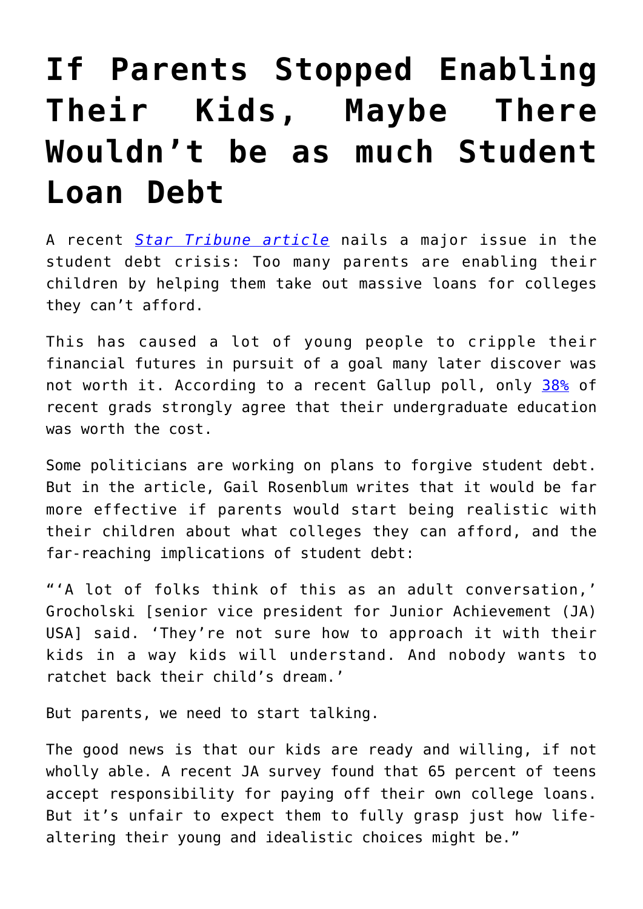# If Parents Stopped Enabling Their Kids, Maybe There Wouldn't be as much Student Loan Debt

A recent *Star Tribune article* nails a major issue in the student debt crisis: Too many parents are enabling their children by helping them take out massive loans for colleges they can't afford.

This has caused a lot of young people to cripple their financial futures in pursuit of a goal many later discover was not worth it. According to a recent Gallup poll, only 38% of recent grads strongly agree that their undergraduate education was worth the cost.

Some politicians are working on plans to forgive student debt. But in the article, Gail Rosenblum writes that it would be far more effective if parents would start being realistic with their children about what colleges they can afford, and the far-reaching implications of student debt:

"'A lot of folks think of this as an adult conversation,' Grocholski [senior vice president for Junior Achievement (JA) USA] said. 'They're not sure how to approach it with their kids in a way kids will understand. And nobody wants to ratchet back their child's dream.'

But parents, we need to start talking.

The good news is that our kids are ready and willing, if not wholly able. A recent JA survey found that 65 percent of teens accept responsibility for paying off their own college loans. But it's unfair to expect them to fully grasp just how life-altering their young and idealistic choices might be."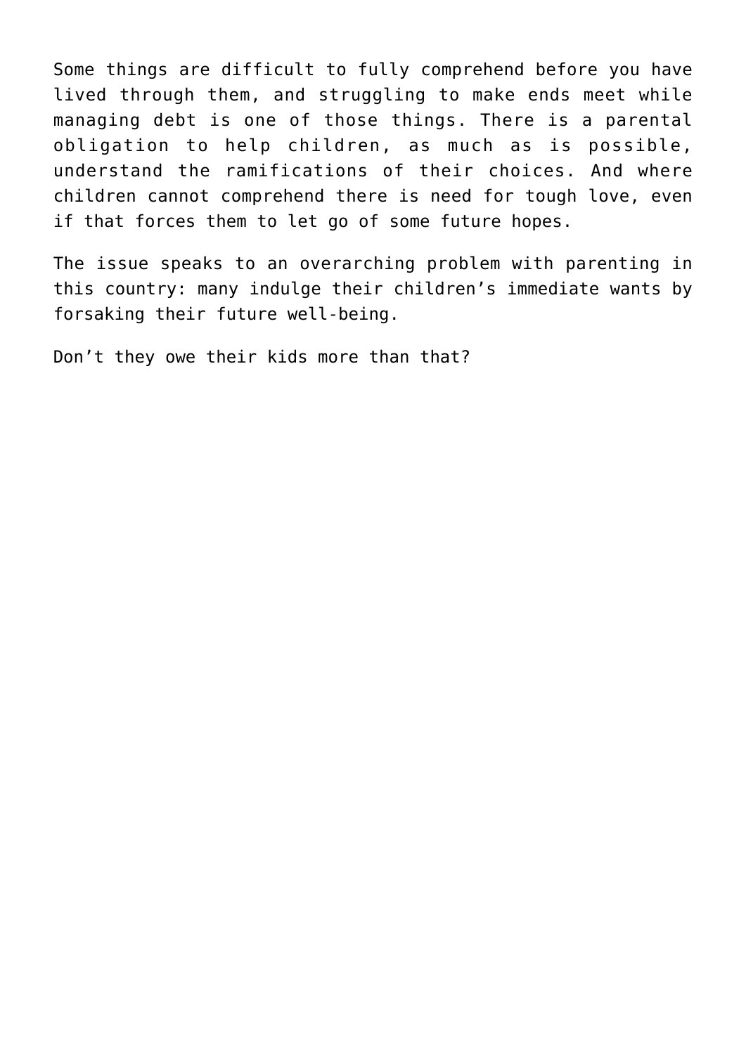Some things are difficult to fully comprehend before you have lived through them, and struggling to make ends meet while managing debt is one of those things. There is a parental obligation to help children, as much as is possible, understand the ramifications of their choices. And where children cannot comprehend there is need for tough love, even if that forces them to let go of some future hopes.

The issue speaks to an overarching problem with parenting in this country: many indulge their children's immediate wants by forsaking their future well-being.

Don't they owe their kids more than that?